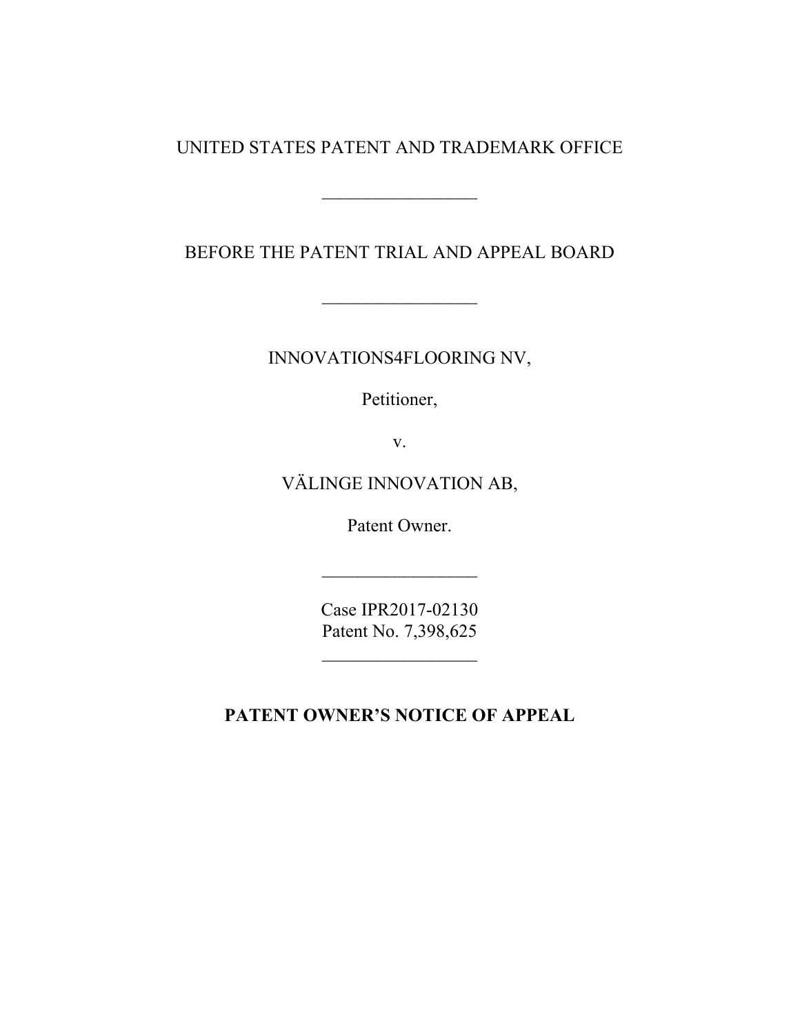UNITED STATES PATENT AND TRADEMARK OFFICE

_________________

BEFORE THE PATENT TRIAL AND APPEAL BOARD

_________________

INNOVATIONS4FLOORING NV,

Petitioner,

v.

VÄLINGE INNOVATION AB,

Patent Owner.

_________________

Case IPR2017-02130
Patent No. 7,398,625

_________________

**PATENT OWNER'S NOTICE OF APPEAL**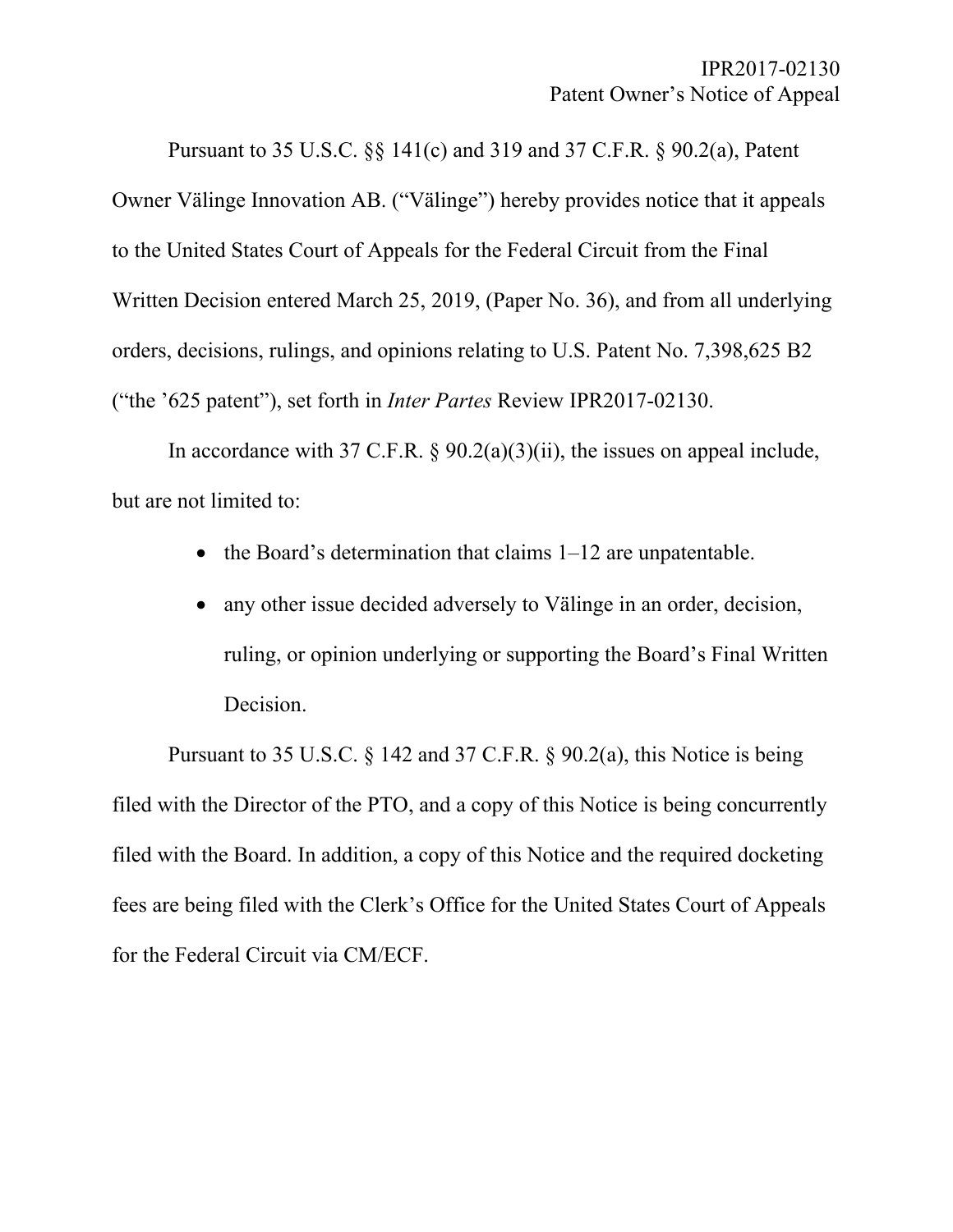Pursuant to 35 U.S.C. §§ 141(c) and 319 and 37 C.F.R. § 90.2(a), Patent Owner Välinge Innovation AB. ("Välinge") hereby provides notice that it appeals to the United States Court of Appeals for the Federal Circuit from the Final Written Decision entered March 25, 2019, (Paper No. 36), and from all underlying orders, decisions, rulings, and opinions relating to U.S. Patent No. 7,398,625 B2 ("the '625 patent"), set forth in *Inter Partes* Review IPR2017-02130.

In accordance with 37 C.F.R. § 90.2(a)(3)(ii), the issues on appeal include, but are not limited to:

- the Board's determination that claims 1–12 are unpatentable.
- any other issue decided adversely to Välinge in an order, decision, ruling, or opinion underlying or supporting the Board's Final Written Decision.

Pursuant to 35 U.S.C. § 142 and 37 C.F.R. § 90.2(a), this Notice is being filed with the Director of the PTO, and a copy of this Notice is being concurrently filed with the Board. In addition, a copy of this Notice and the required docketing fees are being filed with the Clerk's Office for the United States Court of Appeals for the Federal Circuit via CM/ECF.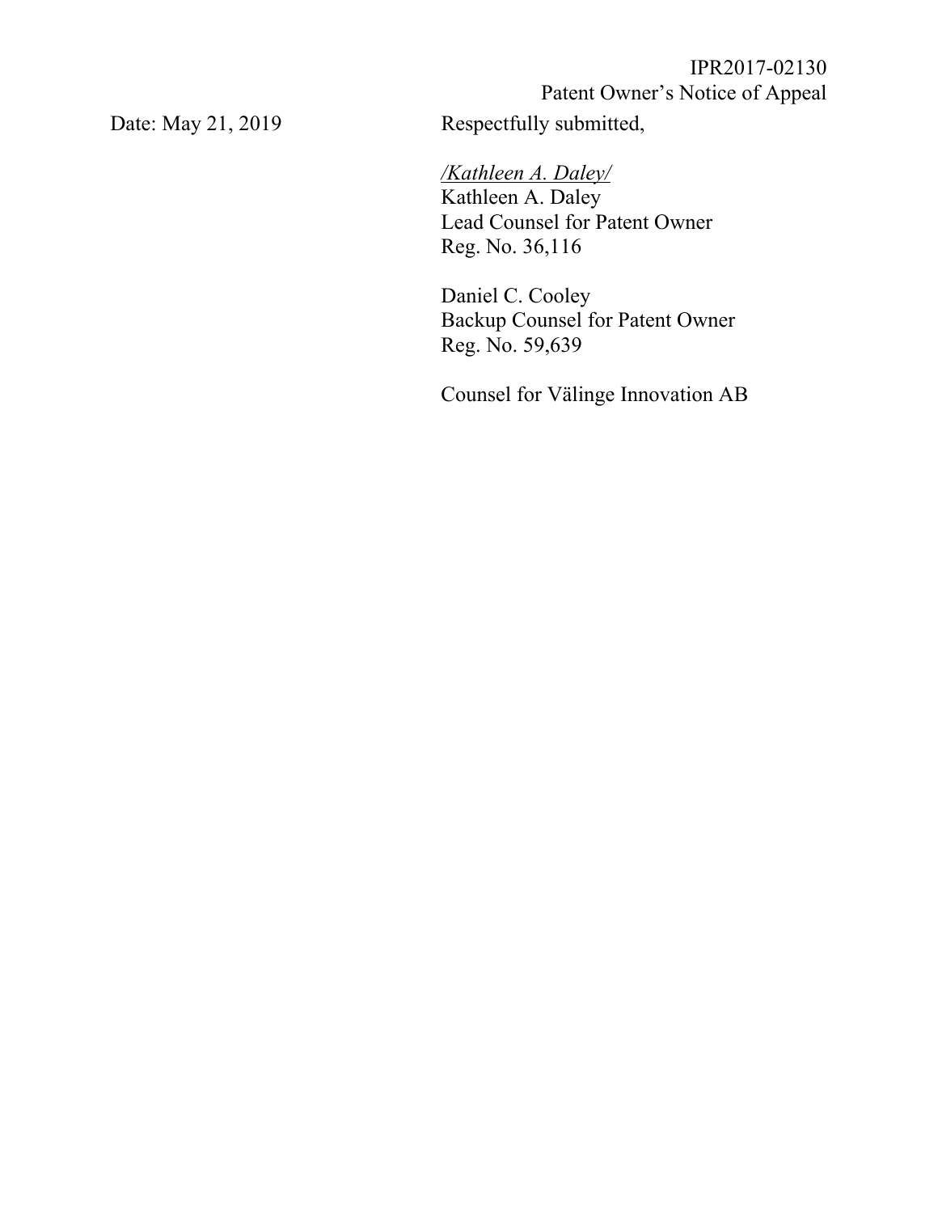Date: May 21, 2019

Respectfully submitted,

*/Kathleen A. Daley/*
Kathleen A. Daley
Lead Counsel for Patent Owner
Reg. No. 36,116

Daniel C. Cooley
Backup Counsel for Patent Owner
Reg. No. 59,639

Counsel for Välinge Innovation AB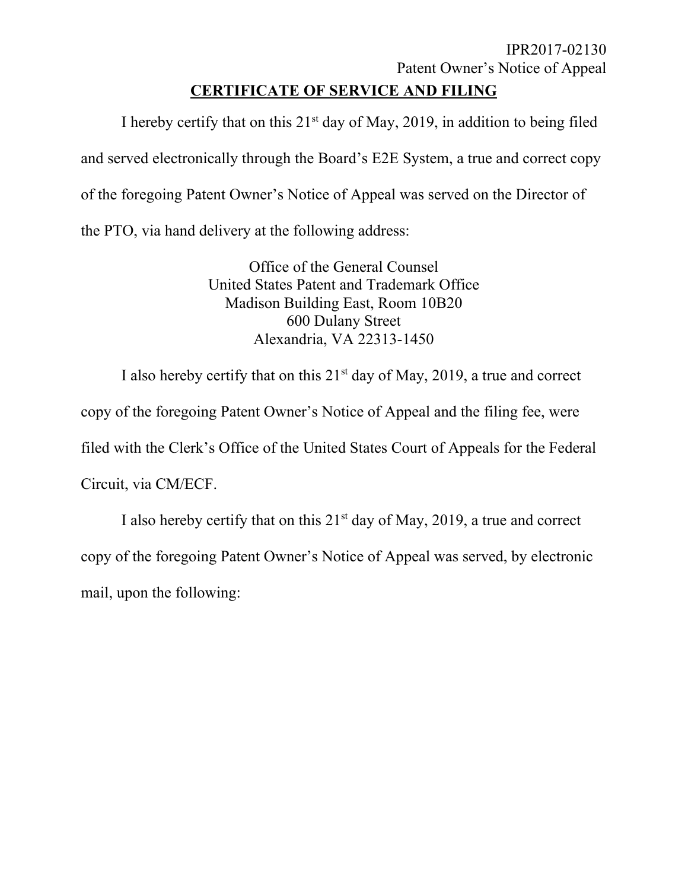## CERTIFICATE OF SERVICE AND FILING

I hereby certify that on this 21st day of May, 2019, in addition to being filed and served electronically through the Board's E2E System, a true and correct copy of the foregoing Patent Owner's Notice of Appeal was served on the Director of the PTO, via hand delivery at the following address:

Office of the General Counsel
United States Patent and Trademark Office
Madison Building East, Room 10B20
600 Dulany Street
Alexandria, VA 22313-1450

I also hereby certify that on this 21st day of May, 2019, a true and correct copy of the foregoing Patent Owner's Notice of Appeal and the filing fee, were filed with the Clerk's Office of the United States Court of Appeals for the Federal Circuit, via CM/ECF.

I also hereby certify that on this 21st day of May, 2019, a true and correct copy of the foregoing Patent Owner's Notice of Appeal was served, by electronic mail, upon the following: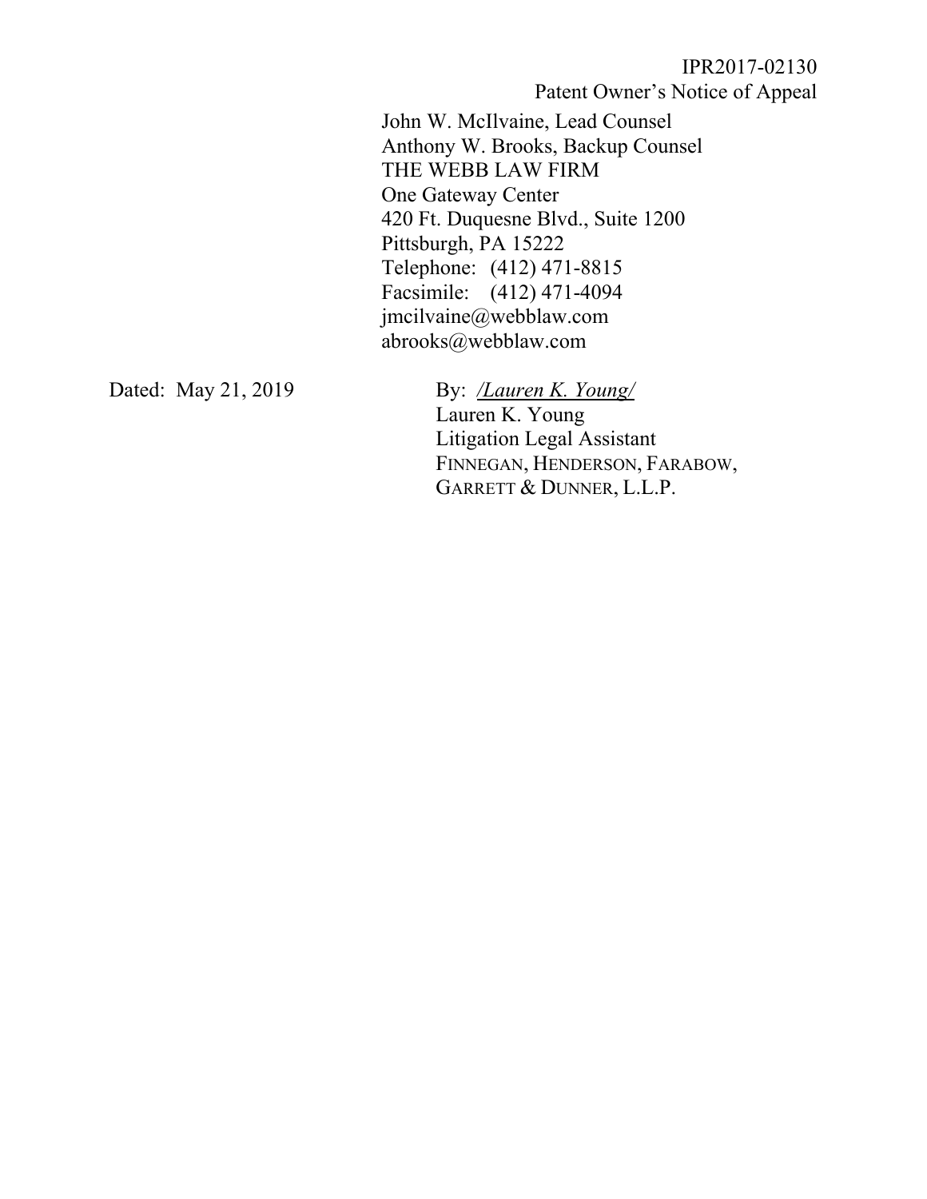John W. McIlvaine, Lead Counsel
Anthony W. Brooks, Backup Counsel
THE WEBB LAW FIRM
One Gateway Center
420 Ft. Duquesne Blvd., Suite 1200
Pittsburgh, PA 15222
Telephone: (412) 471-8815
Facsimile: (412) 471-4094
jmcilvaine@webblaw.com
abrooks@webblaw.com

Dated: May 21, 2019

By: */Lauren K. Young/*
Lauren K. Young
Litigation Legal Assistant
FINNEGAN, HENDERSON, FARABOW, GARRETT & DUNNER, L.L.P.